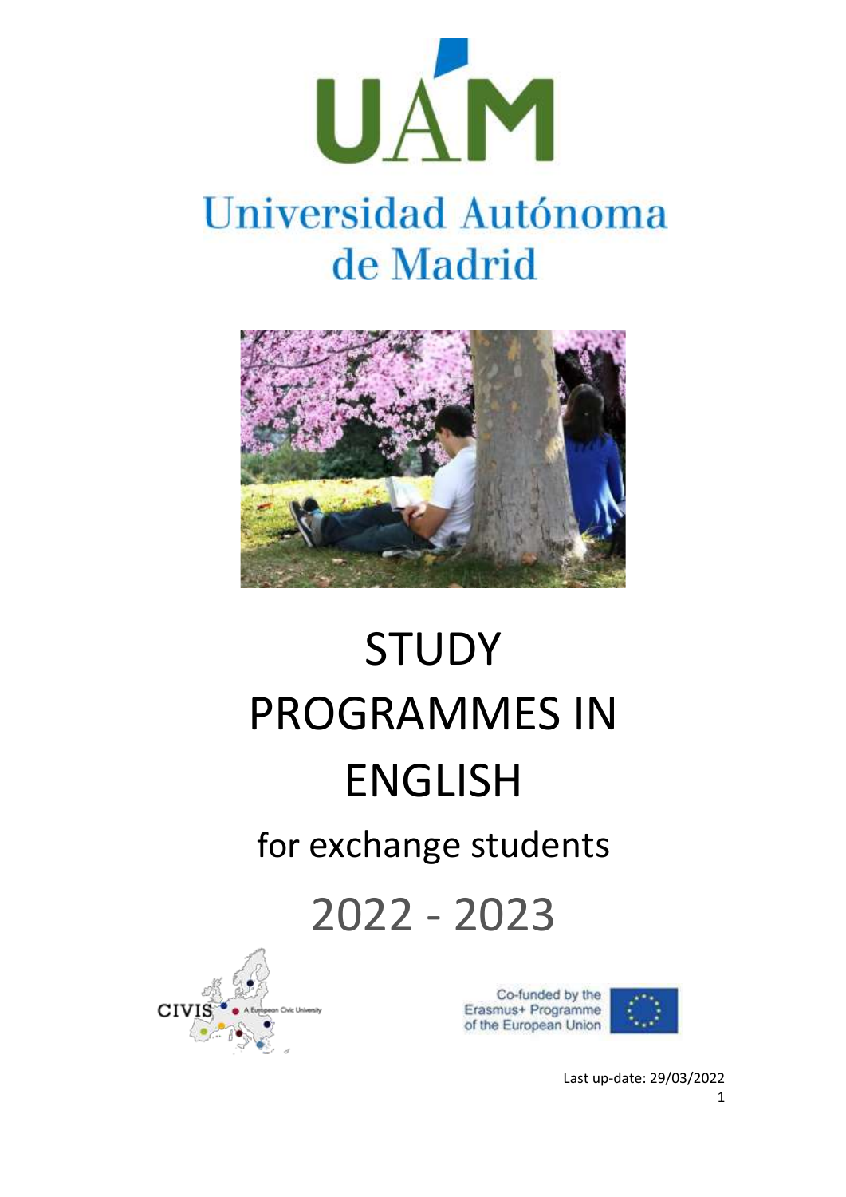# Universidad Autónoma de Madrid

# STUDY PROGRAMMES IN ENGLISH

## for exchange students

## 2022 - 2023

CIVIS A European Civic University

Co-funded by the Erasmus+ Programme of the European Union

Last up-date: 29/03/2022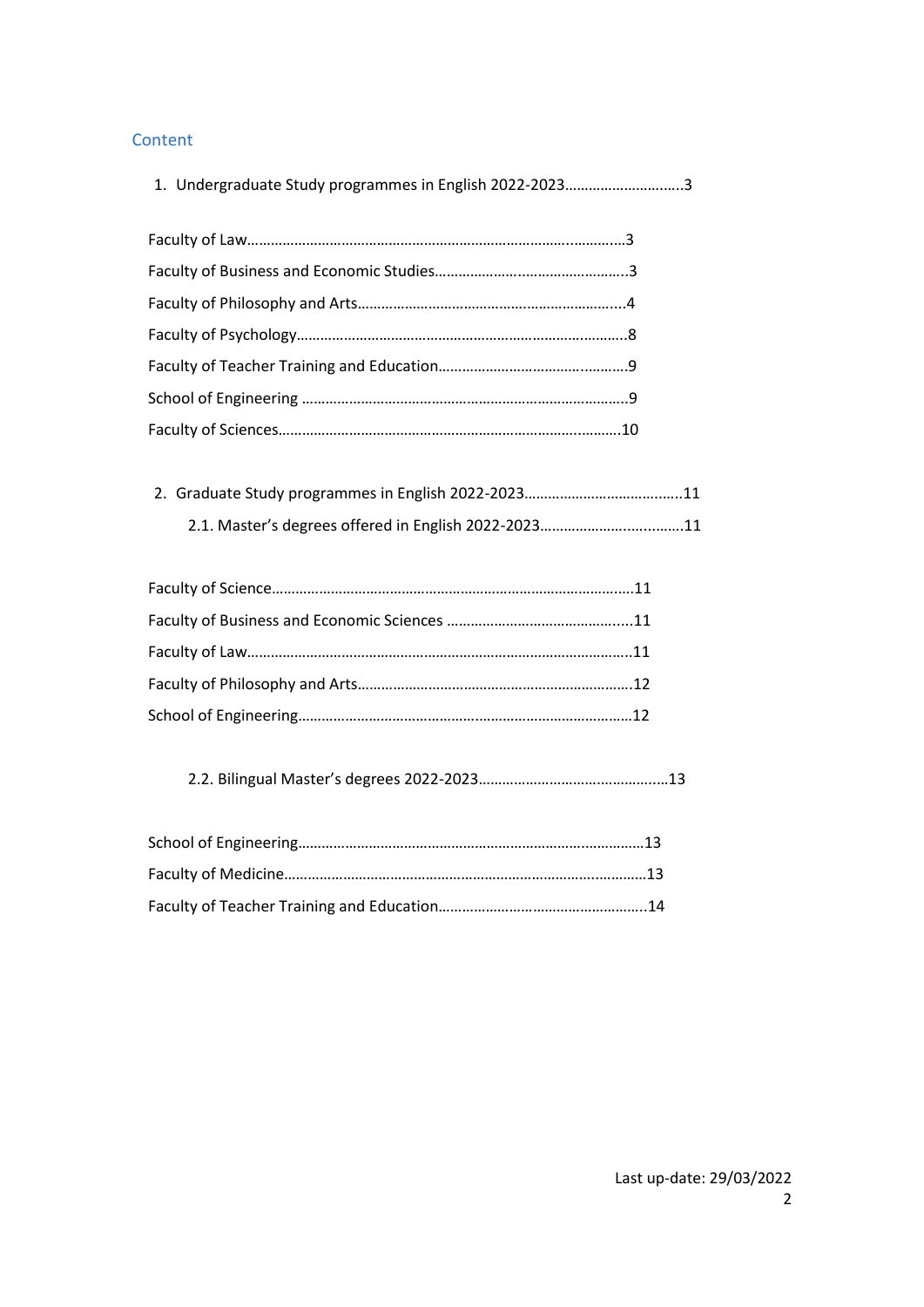## Content

1. Undergraduate Study programmes in English 2022-2023………………………..3

Faculty of Law……………………………………………………………………..…………3

Faculty of Business and Economic Studies……………….………………………….3

Faculty of Philosophy and Arts…………………………………………………………..4

Faculty of Psychology…………………………………………………………………………8

Faculty of Teacher Training and Education………………………………….………9

School of Engineering ……………………………………………………………………….9

Faculty of Sciences…………………………………………………………………..……..10

2. Graduate Study programmes in English 2022-2023……………………………..…..11

   2.1. Master's degrees offered in English 2022-2023…………………..………..11

Faculty of Science……………………………………………………………………………..11

Faculty of Business and Economic Sciences …………………………………….....11

Faculty of Law………………………………………………………………………………….11

Faculty of Philosophy and Arts…………………………………………………………..12

School of Engineering…………………………………………………………………………12

   2.2. Bilingual Master's degrees 2022-2023…………………………………….....13

School of Engineering……………………………………………………………….………13

Faculty of Medicine……………………………………………………………………….……13

Faculty of Teacher Training and Education……………………………………………..14

Last up-date: 29/03/2022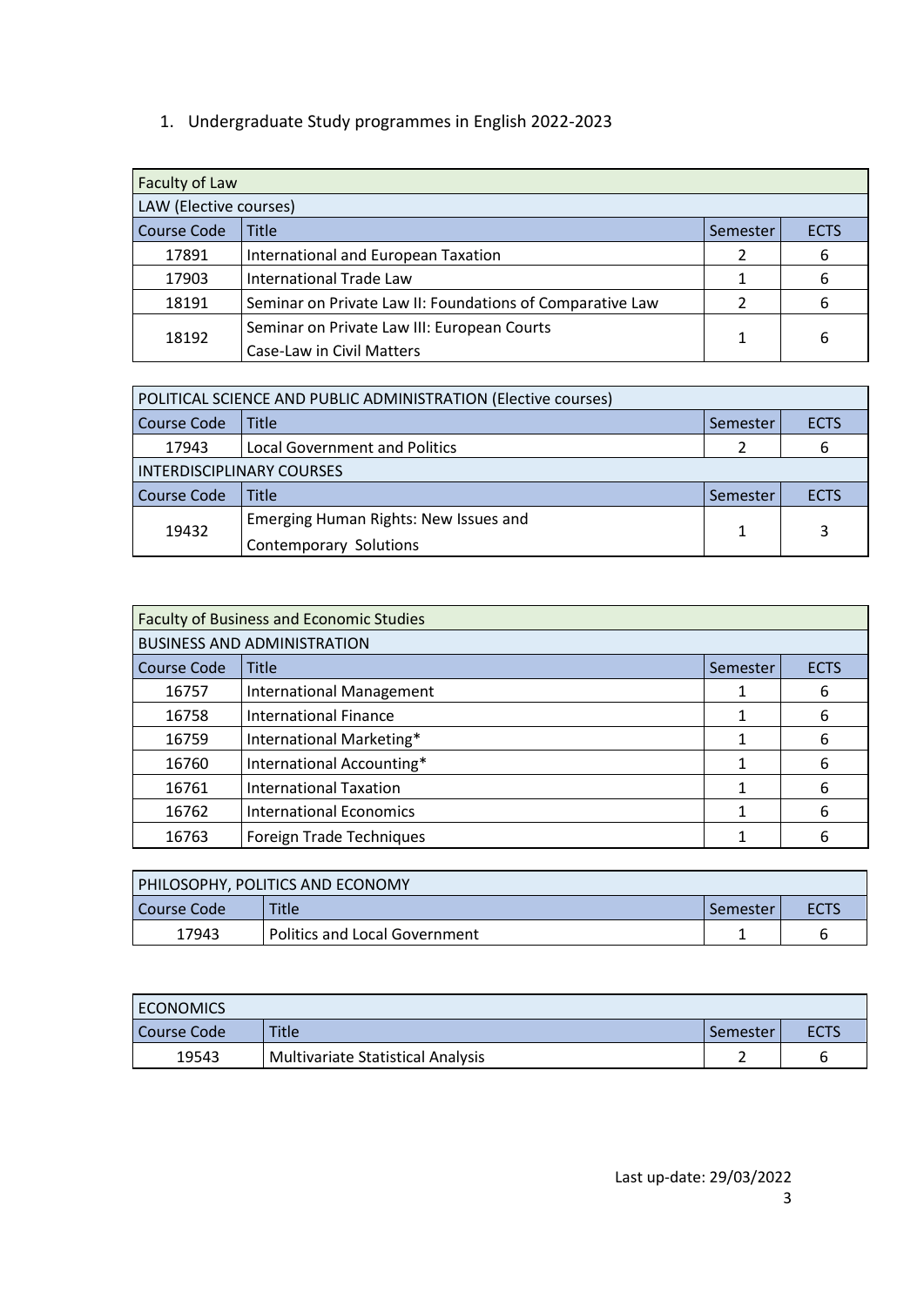1. Undergraduate Study programmes in English 2022-2023

| Faculty of Law | | | |
|---|---|---|---|
| LAW (Elective courses) | | | |
| Course Code | Title | Semester | ECTS |
| 17891 | International and European Taxation | 2 | 6 |
| 17903 | International Trade Law | 1 | 6 |
| 18191 | Seminar on Private Law II: Foundations of Comparative Law | 2 | 6 |
| 18192 | Seminar on Private Law III: European Courts Case-Law in Civil Matters | 1 | 6 |

| POLITICAL SCIENCE AND PUBLIC ADMINISTRATION (Elective courses) | | | |
|---|---|---|---|
| Course Code | Title | Semester | ECTS |
| 17943 | Local Government and Politics | 2 | 6 |
| INTERDISCIPLINARY COURSES | | | |
| Course Code | Title | Semester | ECTS |
| 19432 | Emerging Human Rights: New Issues and Contemporary Solutions | 1 | 3 |

| Faculty of Business and Economic Studies | | | |
|---|---|---|---|
| BUSINESS AND ADMINISTRATION | | | |
| Course Code | Title | Semester | ECTS |
| 16757 | International Management | 1 | 6 |
| 16758 | International Finance | 1 | 6 |
| 16759 | International Marketing* | 1 | 6 |
| 16760 | International Accounting* | 1 | 6 |
| 16761 | International Taxation | 1 | 6 |
| 16762 | International Economics | 1 | 6 |
| 16763 | Foreign Trade Techniques | 1 | 6 |

| PHILOSOPHY, POLITICS AND ECONOMY | | | |
|---|---|---|---|
| Course Code | Title | Semester | ECTS |
| 17943 | Politics and Local Government | 1 | 6 |

| ECONOMICS | | | |
|---|---|---|---|
| Course Code | Title | Semester | ECTS |
| 19543 | Multivariate Statistical Analysis | 2 | 6 |

Last up-date: 29/03/2022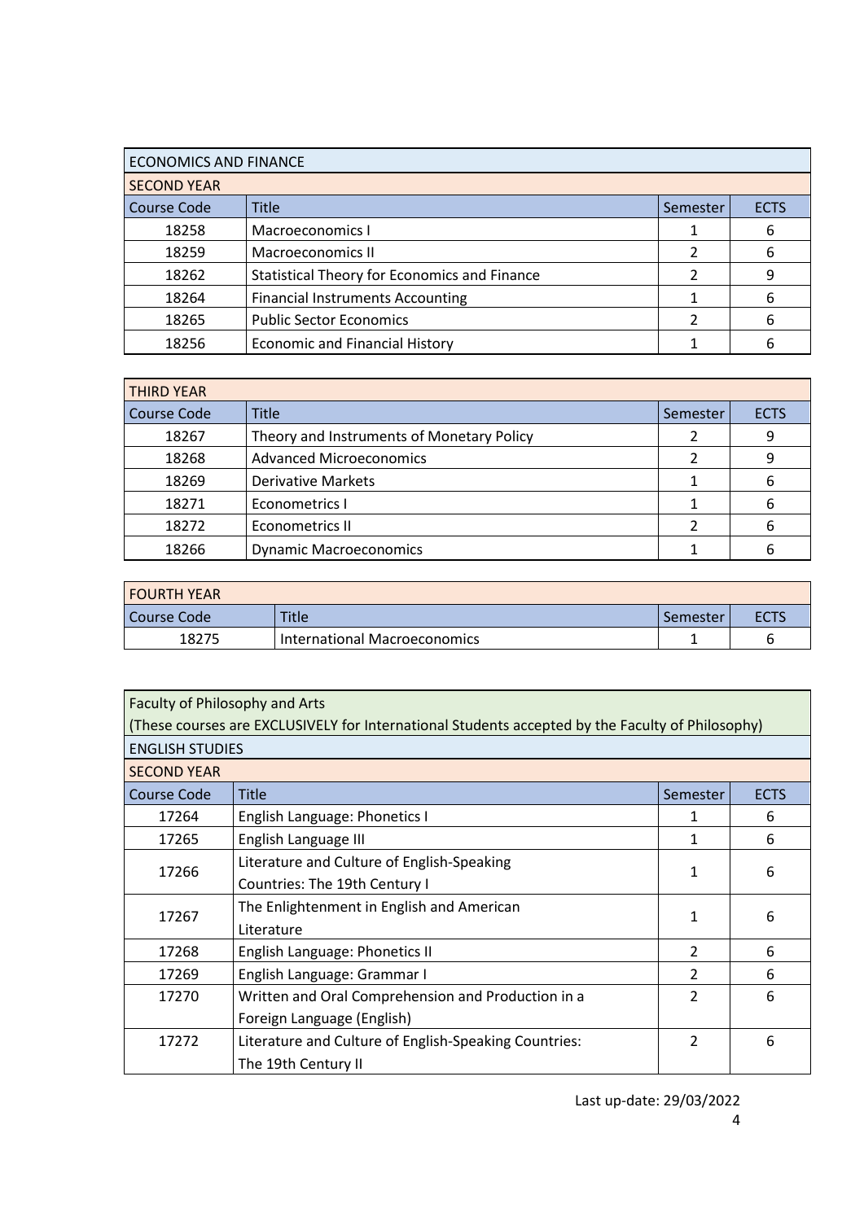## ECONOMICS AND FINANCE

### SECOND YEAR

| Course Code | Title | Semester | ECTS |
|---|---|---|---|
| 18258 | Macroeconomics I | 1 | 6 |
| 18259 | Macroeconomics II | 2 | 6 |
| 18262 | Statistical Theory for Economics and Finance | 2 | 9 |
| 18264 | Financial Instruments Accounting | 1 | 6 |
| 18265 | Public Sector Economics | 2 | 6 |
| 18256 | Economic and Financial History | 1 | 6 |

### THIRD YEAR

| Course Code | Title | Semester | ECTS |
|---|---|---|---|
| 18267 | Theory and Instruments of Monetary Policy | 2 | 9 |
| 18268 | Advanced Microeconomics | 2 | 9 |
| 18269 | Derivative Markets | 1 | 6 |
| 18271 | Econometrics I | 1 | 6 |
| 18272 | Econometrics II | 2 | 6 |
| 18266 | Dynamic Macroeconomics | 1 | 6 |

### FOURTH YEAR

| Course Code | Title | Semester | ECTS |
|---|---|---|---|
| 18275 | International Macroeconomics | 1 | 6 |

## Faculty of Philosophy and Arts

(These courses are EXCLUSIVELY for International Students accepted by the Faculty of Philosophy)

## ENGLISH STUDIES

### SECOND YEAR

| Course Code | Title | Semester | ECTS |
|---|---|---|---|
| 17264 | English Language: Phonetics I | 1 | 6 |
| 17265 | English Language III | 1 | 6 |
| 17266 | Literature and Culture of English-Speaking Countries: The 19th Century I | 1 | 6 |
| 17267 | The Enlightenment in English and American Literature | 1 | 6 |
| 17268 | English Language: Phonetics II | 2 | 6 |
| 17269 | English Language: Grammar I | 2 | 6 |
| 17270 | Written and Oral Comprehension and Production in a Foreign Language (English) | 2 | 6 |
| 17272 | Literature and Culture of English-Speaking Countries: The 19th Century II | 2 | 6 |

Last up-date: 29/03/2022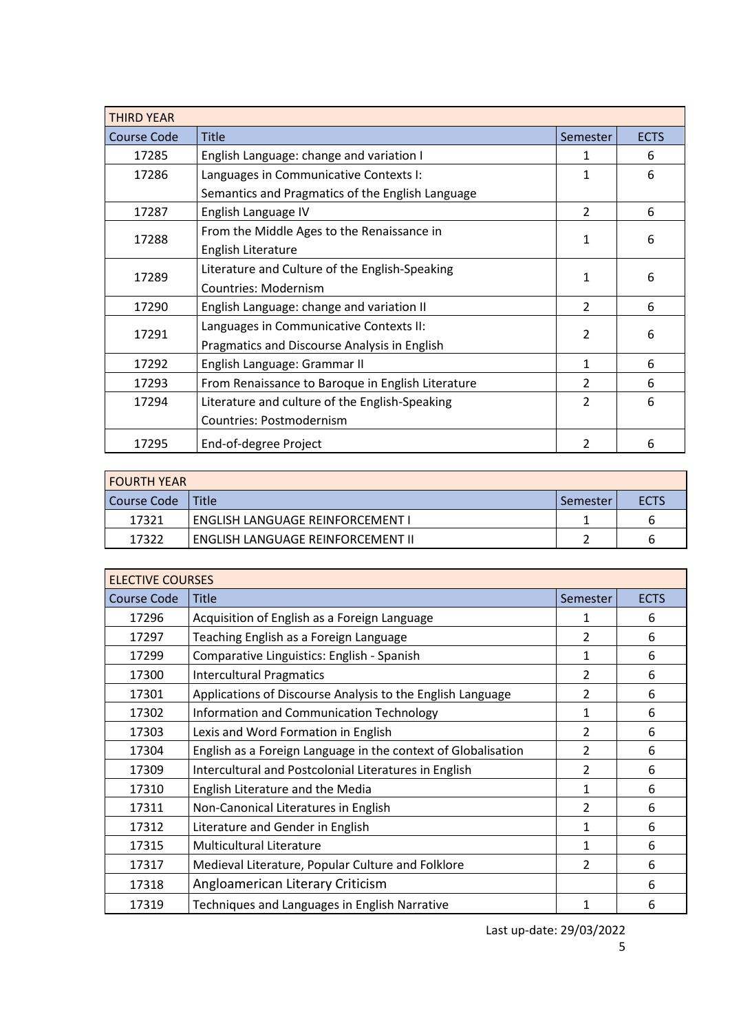| THIRD YEAR | | | |
|---|---|---|---|
| Course Code | Title | Semester | ECTS |
| 17285 | English Language: change and variation I | 1 | 6 |
| 17286 | Languages in Communicative Contexts I: Semantics and Pragmatics of the English Language | 1 | 6 |
| 17287 | English Language IV | 2 | 6 |
| 17288 | From the Middle Ages to the Renaissance in English Literature | 1 | 6 |
| 17289 | Literature and Culture of the English-Speaking Countries: Modernism | 1 | 6 |
| 17290 | English Language: change and variation II | 2 | 6 |
| 17291 | Languages in Communicative Contexts II: Pragmatics and Discourse Analysis in English | 2 | 6 |
| 17292 | English Language: Grammar II | 1 | 6 |
| 17293 | From Renaissance to Baroque in English Literature | 2 | 6 |
| 17294 | Literature and culture of the English-Speaking Countries: Postmodernism | 2 | 6 |
| 17295 | End-of-degree Project | 2 | 6 |

| FOURTH YEAR | | | |
|---|---|---|---|
| Course Code | Title | Semester | ECTS |
| 17321 | ENGLISH LANGUAGE REINFORCEMENT I | 1 | 6 |
| 17322 | ENGLISH LANGUAGE REINFORCEMENT II | 2 | 6 |

| ELECTIVE COURSES | | | |
|---|---|---|---|
| Course Code | Title | Semester | ECTS |
| 17296 | Acquisition of English as a Foreign Language | 1 | 6 |
| 17297 | Teaching English as a Foreign Language | 2 | 6 |
| 17299 | Comparative Linguistics: English - Spanish | 1 | 6 |
| 17300 | Intercultural Pragmatics | 2 | 6 |
| 17301 | Applications of Discourse Analysis to the English Language | 2 | 6 |
| 17302 | Information and Communication Technology | 1 | 6 |
| 17303 | Lexis and Word Formation in English | 2 | 6 |
| 17304 | English as a Foreign Language in the context of Globalisation | 2 | 6 |
| 17309 | Intercultural and Postcolonial Literatures in English | 2 | 6 |
| 17310 | English Literature and the Media | 1 | 6 |
| 17311 | Non-Canonical Literatures in English | 2 | 6 |
| 17312 | Literature and Gender in English | 1 | 6 |
| 17315 | Multicultural Literature | 1 | 6 |
| 17317 | Medieval Literature, Popular Culture and Folklore | 2 | 6 |
| 17318 | Angloamerican Literary Criticism | | 6 |
| 17319 | Techniques and Languages in English Narrative | 1 | 6 |

Last up-date: 29/03/2022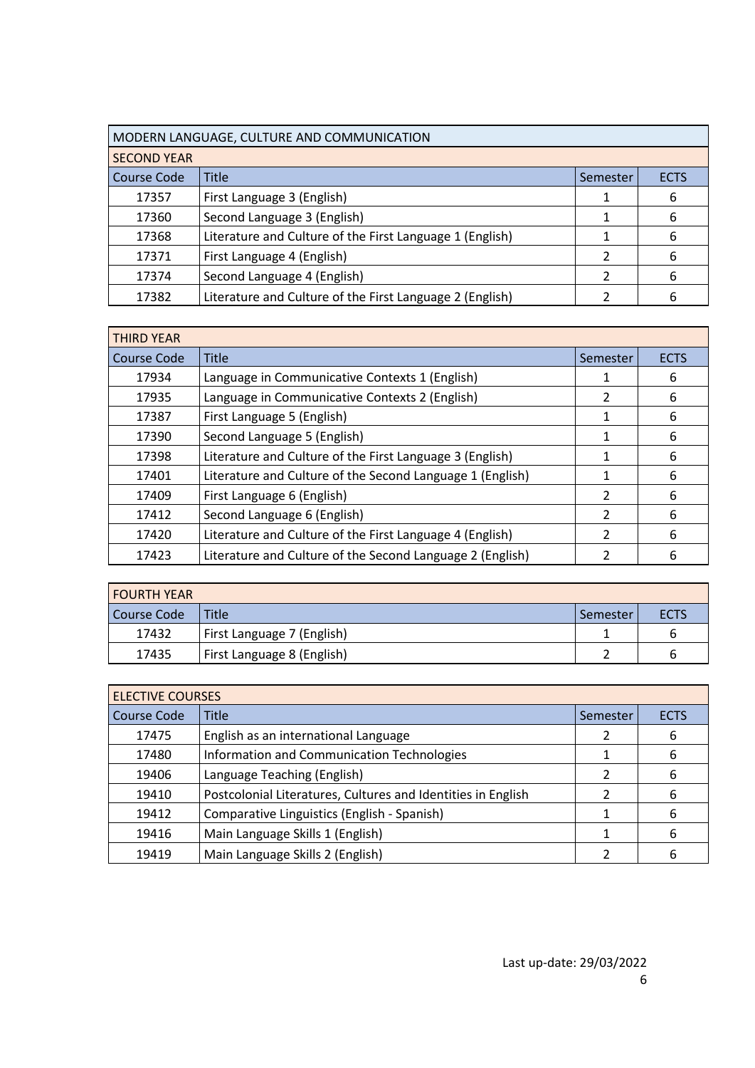## MODERN LANGUAGE, CULTURE AND COMMUNICATION

### SECOND YEAR

| Course Code | Title | Semester | ECTS |
|---|---|---|---|
| 17357 | First Language 3 (English) | 1 | 6 |
| 17360 | Second Language 3 (English) | 1 | 6 |
| 17368 | Literature and Culture of the First Language 1 (English) | 1 | 6 |
| 17371 | First Language 4 (English) | 2 | 6 |
| 17374 | Second Language 4 (English) | 2 | 6 |
| 17382 | Literature and Culture of the First Language 2 (English) | 2 | 6 |

### THIRD YEAR

| Course Code | Title | Semester | ECTS |
|---|---|---|---|
| 17934 | Language in Communicative Contexts 1 (English) | 1 | 6 |
| 17935 | Language in Communicative Contexts 2 (English) | 2 | 6 |
| 17387 | First Language 5 (English) | 1 | 6 |
| 17390 | Second Language 5 (English) | 1 | 6 |
| 17398 | Literature and Culture of the First Language 3 (English) | 1 | 6 |
| 17401 | Literature and Culture of the Second Language 1 (English) | 1 | 6 |
| 17409 | First Language 6 (English) | 2 | 6 |
| 17412 | Second Language 6 (English) | 2 | 6 |
| 17420 | Literature and Culture of the First Language 4 (English) | 2 | 6 |
| 17423 | Literature and Culture of the Second Language 2 (English) | 2 | 6 |

### FOURTH YEAR

| Course Code | Title | Semester | ECTS |
|---|---|---|---|
| 17432 | First Language 7 (English) | 1 | 6 |
| 17435 | First Language 8 (English) | 2 | 6 |

### ELECTIVE COURSES

| Course Code | Title | Semester | ECTS |
|---|---|---|---|
| 17475 | English as an international Language | 2 | 6 |
| 17480 | Information and Communication Technologies | 1 | 6 |
| 19406 | Language Teaching (English) | 2 | 6 |
| 19410 | Postcolonial Literatures, Cultures and Identities in English | 2 | 6 |
| 19412 | Comparative Linguistics (English - Spanish) | 1 | 6 |
| 19416 | Main Language Skills 1 (English) | 1 | 6 |
| 19419 | Main Language Skills 2 (English) | 2 | 6 |

Last up-date: 29/03/2022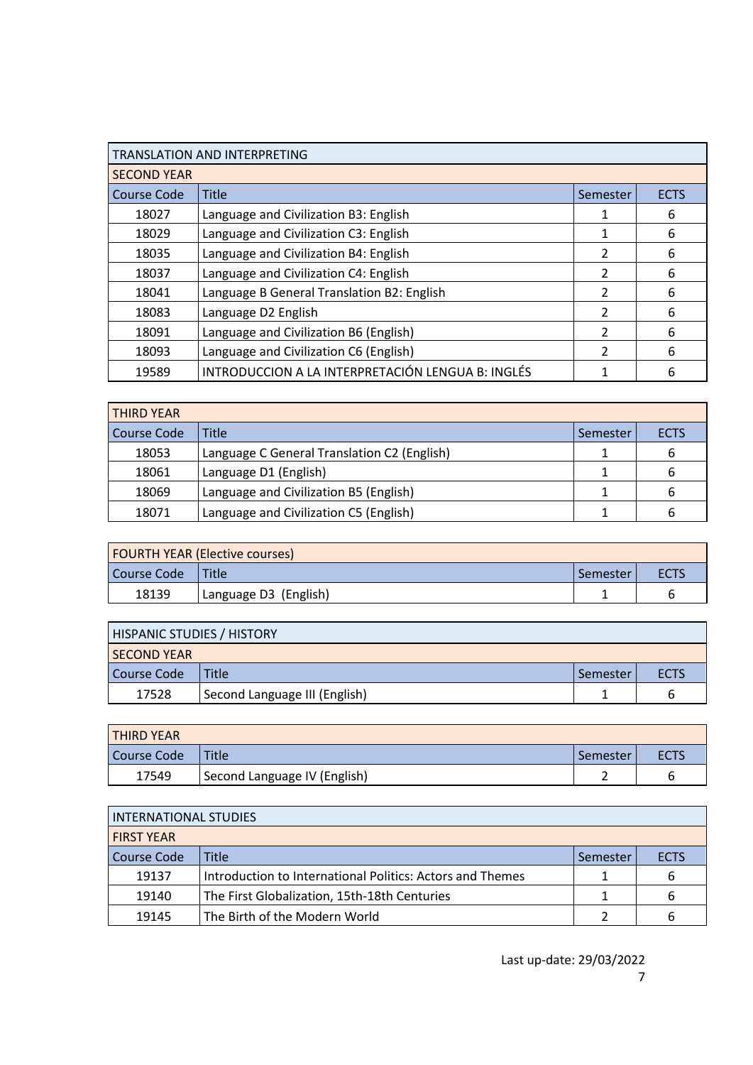## TRANSLATION AND INTERPRETING

### SECOND YEAR

| Course Code | Title | Semester | ECTS |
|---|---|---|---|
| 18027 | Language and Civilization B3: English | 1 | 6 |
| 18029 | Language and Civilization C3: English | 1 | 6 |
| 18035 | Language and Civilization B4: English | 2 | 6 |
| 18037 | Language and Civilization C4: English | 2 | 6 |
| 18041 | Language B General Translation B2: English | 2 | 6 |
| 18083 | Language D2 English | 2 | 6 |
| 18091 | Language and Civilization B6 (English) | 2 | 6 |
| 18093 | Language and Civilization C6 (English) | 2 | 6 |
| 19589 | INTRODUCCION A LA INTERPRETACIÓN LENGUA B: INGLÉS | 1 | 6 |

### THIRD YEAR

| Course Code | Title | Semester | ECTS |
|---|---|---|---|
| 18053 | Language C General Translation C2 (English) | 1 | 6 |
| 18061 | Language D1 (English) | 1 | 6 |
| 18069 | Language and Civilization B5 (English) | 1 | 6 |
| 18071 | Language and Civilization C5 (English) | 1 | 6 |

### FOURTH YEAR (Elective courses)

| Course Code | Title | Semester | ECTS |
|---|---|---|---|
| 18139 | Language D3 (English) | 1 | 6 |

## HISPANIC STUDIES / HISTORY

### SECOND YEAR

| Course Code | Title | Semester | ECTS |
|---|---|---|---|
| 17528 | Second Language III (English) | 1 | 6 |

### THIRD YEAR

| Course Code | Title | Semester | ECTS |
|---|---|---|---|
| 17549 | Second Language IV (English) | 2 | 6 |

## INTERNATIONAL STUDIES

### FIRST YEAR

| Course Code | Title | Semester | ECTS |
|---|---|---|---|
| 19137 | Introduction to International Politics: Actors and Themes | 1 | 6 |
| 19140 | The First Globalization, 15th-18th Centuries | 1 | 6 |
| 19145 | The Birth of the Modern World | 2 | 6 |

Last up-date: 29/03/2022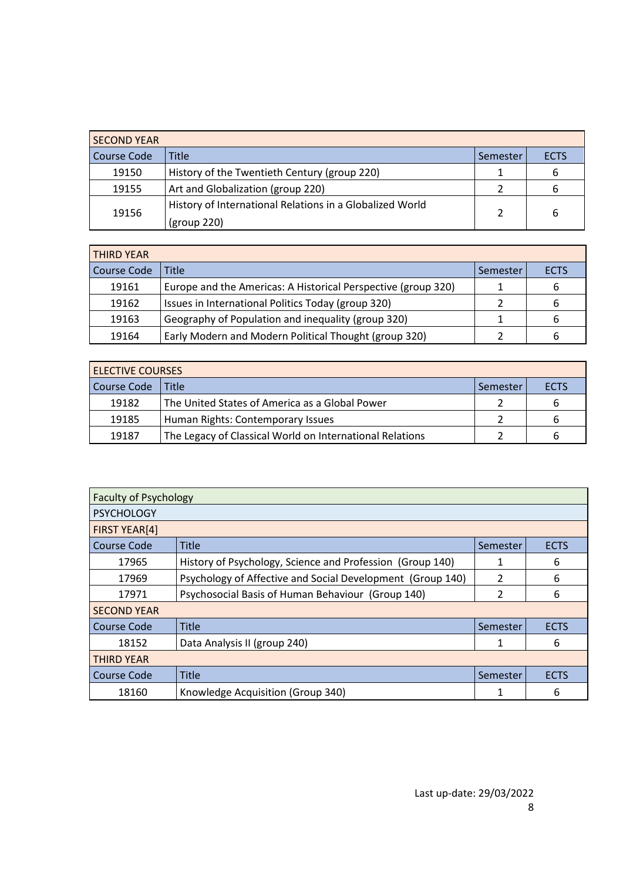| SECOND YEAR | | | |
|---|---|---|---|
| Course Code | Title | Semester | ECTS |
| 19150 | History of the Twentieth Century (group 220) | 1 | 6 |
| 19155 | Art and Globalization (group 220) | 2 | 6 |
| 19156 | History of International Relations in a Globalized World (group 220) | 2 | 6 |

| THIRD YEAR | | | |
|---|---|---|---|
| Course Code | Title | Semester | ECTS |
| 19161 | Europe and the Americas: A Historical Perspective (group 320) | 1 | 6 |
| 19162 | Issues in International Politics Today (group 320) | 2 | 6 |
| 19163 | Geography of Population and inequality (group 320) | 1 | 6 |
| 19164 | Early Modern and Modern Political Thought (group 320) | 2 | 6 |

| ELECTIVE COURSES | | | |
|---|---|---|---|
| Course Code | Title | Semester | ECTS |
| 19182 | The United States of America as a Global Power | 2 | 6 |
| 19185 | Human Rights: Contemporary Issues | 2 | 6 |
| 19187 | The Legacy of Classical World on International Relations | 2 | 6 |

| Faculty of Psychology | | | |
|---|---|---|---|
| PSYCHOLOGY | | | |
| FIRST YEAR[4] | | | |
| Course Code | Title | Semester | ECTS |
| 17965 | History of Psychology, Science and Profession (Group 140) | 1 | 6 |
| 17969 | Psychology of Affective and Social Development (Group 140) | 2 | 6 |
| 17971 | Psychosocial Basis of Human Behaviour (Group 140) | 2 | 6 |
| SECOND YEAR | | | |
| Course Code | Title | Semester | ECTS |
| 18152 | Data Analysis II (group 240) | 1 | 6 |
| THIRD YEAR | | | |
| Course Code | Title | Semester | ECTS |
| 18160 | Knowledge Acquisition (Group 340) | 1 | 6 |

Last up-date: 29/03/2022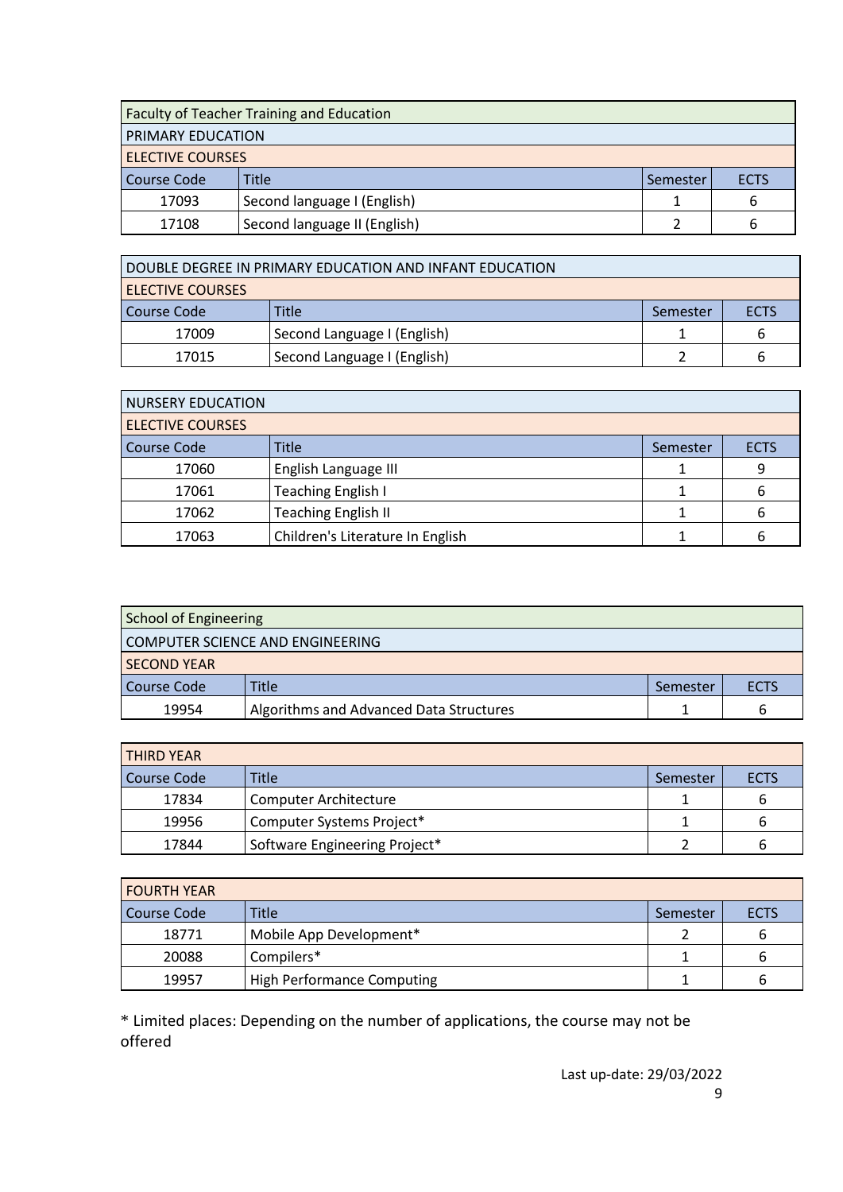| Faculty of Teacher Training and Education | | | |
|---|---|---|---|
| PRIMARY EDUCATION | | | |
| ELECTIVE COURSES | | | |
| Course Code | Title | Semester | ECTS |
| 17093 | Second language I (English) | 1 | 6 |
| 17108 | Second language II (English) | 2 | 6 |

| DOUBLE DEGREE IN PRIMARY EDUCATION AND INFANT EDUCATION | | | |
|---|---|---|---|
| ELECTIVE COURSES | | | |
| Course Code | Title | Semester | ECTS |
| 17009 | Second Language I (English) | 1 | 6 |
| 17015 | Second Language I (English) | 2 | 6 |

| NURSERY EDUCATION | | | |
|---|---|---|---|
| ELECTIVE COURSES | | | |
| Course Code | Title | Semester | ECTS |
| 17060 | English Language III | 1 | 9 |
| 17061 | Teaching English I | 1 | 6 |
| 17062 | Teaching English II | 1 | 6 |
| 17063 | Children's Literature In English | 1 | 6 |

| School of Engineering | | | |
|---|---|---|---|
| COMPUTER SCIENCE AND ENGINEERING | | | |
| SECOND YEAR | | | |
| Course Code | Title | Semester | ECTS |
| 19954 | Algorithms and Advanced Data Structures | 1 | 6 |

| THIRD YEAR | | | |
|---|---|---|---|
| Course Code | Title | Semester | ECTS |
| 17834 | Computer Architecture | 1 | 6 |
| 19956 | Computer Systems Project* | 1 | 6 |
| 17844 | Software Engineering Project* | 2 | 6 |

| FOURTH YEAR | | | |
|---|---|---|---|
| Course Code | Title | Semester | ECTS |
| 18771 | Mobile App Development* | 2 | 6 |
| 20088 | Compilers* | 1 | 6 |
| 19957 | High Performance Computing | 1 | 6 |

* Limited places: Depending on the number of applications, the course may not be offered

Last up-date: 29/03/2022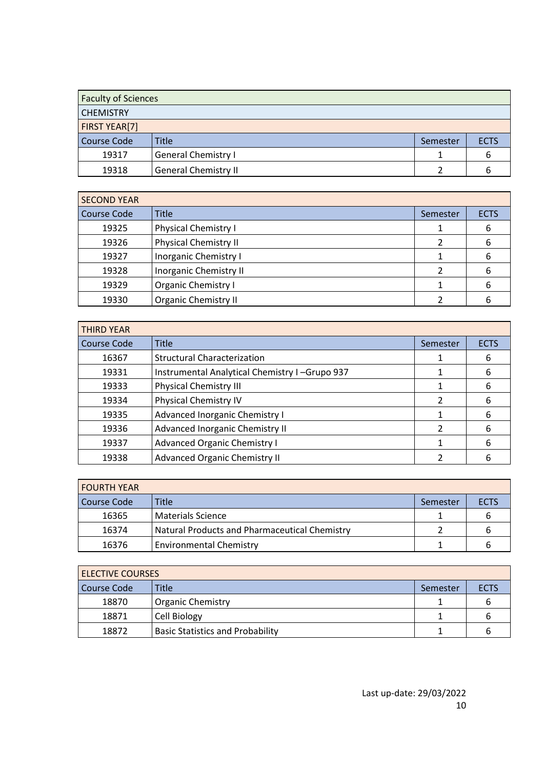| Faculty of Sciences | | | |
|---|---|---|---|
| CHEMISTRY | | | |
| FIRST YEAR[7] | | | |
| Course Code | Title | Semester | ECTS |
| 19317 | General Chemistry I | 1 | 6 |
| 19318 | General Chemistry II | 2 | 6 |

| SECOND YEAR | | | |
|---|---|---|---|
| Course Code | Title | Semester | ECTS |
| 19325 | Physical Chemistry I | 1 | 6 |
| 19326 | Physical Chemistry II | 2 | 6 |
| 19327 | Inorganic Chemistry I | 1 | 6 |
| 19328 | Inorganic Chemistry II | 2 | 6 |
| 19329 | Organic Chemistry I | 1 | 6 |
| 19330 | Organic Chemistry II | 2 | 6 |

| THIRD YEAR | | | |
|---|---|---|---|
| Course Code | Title | Semester | ECTS |
| 16367 | Structural Characterization | 1 | 6 |
| 19331 | Instrumental Analytical Chemistry I –Grupo 937 | 1 | 6 |
| 19333 | Physical Chemistry III | 1 | 6 |
| 19334 | Physical Chemistry IV | 2 | 6 |
| 19335 | Advanced Inorganic Chemistry I | 1 | 6 |
| 19336 | Advanced Inorganic Chemistry II | 2 | 6 |
| 19337 | Advanced Organic Chemistry I | 1 | 6 |
| 19338 | Advanced Organic Chemistry II | 2 | 6 |

| FOURTH YEAR | | | |
|---|---|---|---|
| Course Code | Title | Semester | ECTS |
| 16365 | Materials Science | 1 | 6 |
| 16374 | Natural Products and Pharmaceutical Chemistry | 2 | 6 |
| 16376 | Environmental Chemistry | 1 | 6 |

| ELECTIVE COURSES | | | |
|---|---|---|---|
| Course Code | Title | Semester | ECTS |
| 18870 | Organic Chemistry | 1 | 6 |
| 18871 | Cell Biology | 1 | 6 |
| 18872 | Basic Statistics and Probability | 1 | 6 |

Last up-date: 29/03/2022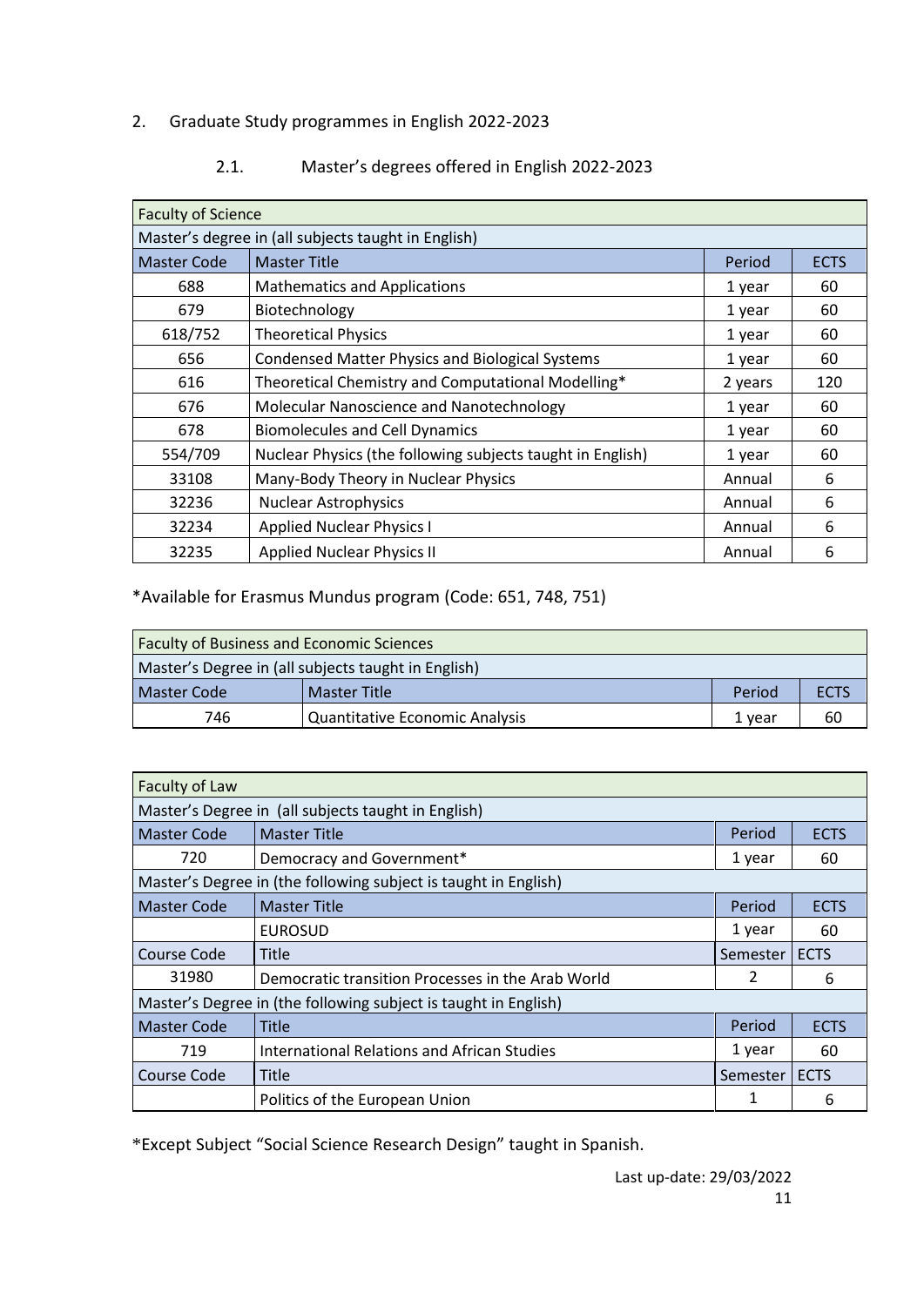## 2. Graduate Study programmes in English 2022-2023

### 2.1. Master's degrees offered in English 2022-2023

| Faculty of Science | | | |
|---|---|---|---|
| Master's degree in (all subjects taught in English) | | | |
| Master Code | Master Title | Period | ECTS |
| 688 | Mathematics and Applications | 1 year | 60 |
| 679 | Biotechnology | 1 year | 60 |
| 618/752 | Theoretical Physics | 1 year | 60 |
| 656 | Condensed Matter Physics and Biological Systems | 1 year | 60 |
| 616 | Theoretical Chemistry and Computational Modelling* | 2 years | 120 |
| 676 | Molecular Nanoscience and Nanotechnology | 1 year | 60 |
| 678 | Biomolecules and Cell Dynamics | 1 year | 60 |
| 554/709 | Nuclear Physics (the following subjects taught in English) | 1 year | 60 |
| 33108 | Many-Body Theory in Nuclear Physics | Annual | 6 |
| 32236 | Nuclear Astrophysics | Annual | 6 |
| 32234 | Applied Nuclear Physics I | Annual | 6 |
| 32235 | Applied Nuclear Physics II | Annual | 6 |

*Available for Erasmus Mundus program (Code: 651, 748, 751)

| Faculty of Business and Economic Sciences | | | |
|---|---|---|---|
| Master's Degree in (all subjects taught in English) | | | |
| Master Code | Master Title | Period | ECTS |
| 746 | Quantitative Economic Analysis | 1 year | 60 |

| Faculty of Law | | | |
|---|---|---|---|
| Master's Degree in (all subjects taught in English) | | | |
| Master Code | Master Title | Period | ECTS |
| 720 | Democracy and Government* | 1 year | 60 |
| Master's Degree in (the following subject is taught in English) | | | |
| Master Code | Master Title | Period | ECTS |
| | EUROSUD | 1 year | 60 |
| Course Code | Title | Semester | ECTS |
| 31980 | Democratic transition Processes in the Arab World | 2 | 6 |
| Master's Degree in (the following subject is taught in English) | | | |
| Master Code | Title | Period | ECTS |
| 719 | International Relations and African Studies | 1 year | 60 |
| Course Code | Title | Semester | ECTS |
| | Politics of the European Union | 1 | 6 |

*Except Subject "Social Science Research Design" taught in Spanish.

Last up-date: 29/03/2022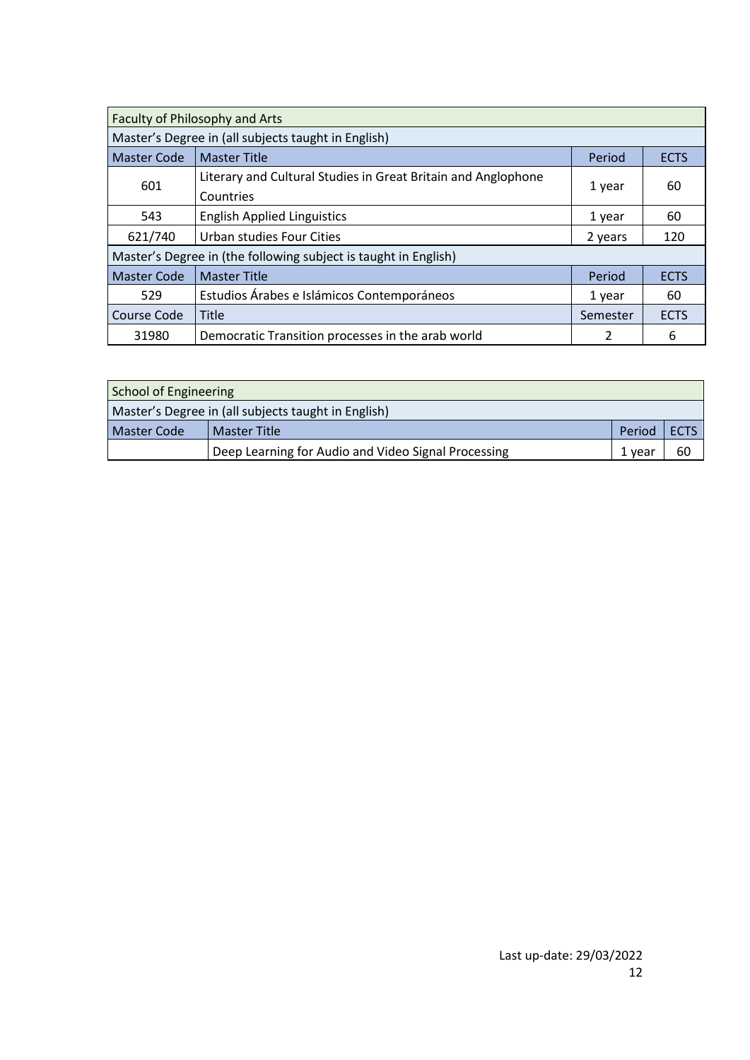| Faculty of Philosophy and Arts | | | |
|---|---|---|---|
| Master's Degree in (all subjects taught in English) | | | |
| Master Code | Master Title | Period | ECTS |
| 601 | Literary and Cultural Studies in Great Britain and Anglophone Countries | 1 year | 60 |
| 543 | English Applied Linguistics | 1 year | 60 |
| 621/740 | Urban studies Four Cities | 2 years | 120 |
| Master's Degree in (the following subject is taught in English) | | | |
| Master Code | Master Title | Period | ECTS |
| 529 | Estudios Árabes e Islámicos Contemporáneos | 1 year | 60 |
| Course Code | Title | Semester | ECTS |
| 31980 | Democratic Transition processes in the arab world | 2 | 6 |

| School of Engineering | | | |
|---|---|---|---|
| Master's Degree in (all subjects taught in English) | | | |
| Master Code | Master Title | Period | ECTS |
| | Deep Learning for Audio and Video Signal Processing | 1 year | 60 |

Last up-date: 29/03/2022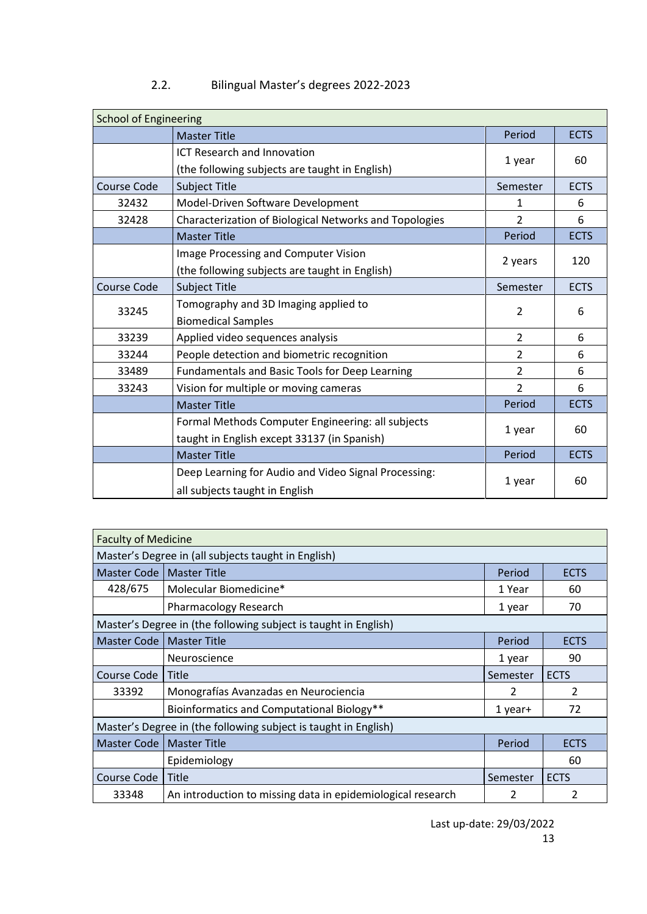## 2.2. Bilingual Master's degrees 2022-2023

| School of Engineering | | | |
|---|---|---|---|
| | Master Title | Period | ECTS |
| | ICT Research and Innovation (the following subjects are taught in English) | 1 year | 60 |
| Course Code | Subject Title | Semester | ECTS |
| 32432 | Model-Driven Software Development | 1 | 6 |
| 32428 | Characterization of Biological Networks and Topologies | 2 | 6 |
| | Master Title | Period | ECTS |
| | Image Processing and Computer Vision (the following subjects are taught in English) | 2 years | 120 |
| Course Code | Subject Title | Semester | ECTS |
| 33245 | Tomography and 3D Imaging applied to Biomedical Samples | 2 | 6 |
| 33239 | Applied video sequences analysis | 2 | 6 |
| 33244 | People detection and biometric recognition | 2 | 6 |
| 33489 | Fundamentals and Basic Tools for Deep Learning | 2 | 6 |
| 33243 | Vision for multiple or moving cameras | 2 | 6 |
| | Master Title | Period | ECTS |
| | Formal Methods Computer Engineering: all subjects taught in English except 33137 (in Spanish) | 1 year | 60 |
| | Master Title | Period | ECTS |
| | Deep Learning for Audio and Video Signal Processing: all subjects taught in English | 1 year | 60 |

| Faculty of Medicine | | | |
|---|---|---|---|
| Master's Degree in (all subjects taught in English) | | | |
| Master Code | Master Title | Period | ECTS |
| 428/675 | Molecular Biomedicine* | 1 Year | 60 |
| | Pharmacology Research | 1 year | 70 |
| Master's Degree in (the following subject is taught in English) | | | |
| Master Code | Master Title | Period | ECTS |
| | Neuroscience | 1 year | 90 |
| Course Code | Title | Semester | ECTS |
| 33392 | Monografías Avanzadas en Neurociencia | 2 | 2 |
| | Bioinformatics and Computational Biology** | 1 year+ | 72 |
| Master's Degree in (the following subject is taught in English) | | | |
| Master Code | Master Title | Period | ECTS |
| | Epidemiology | | 60 |
| Course Code | Title | Semester | ECTS |
| 33348 | An introduction to missing data in epidemiological research | 2 | 2 |

Last up-date: 29/03/2022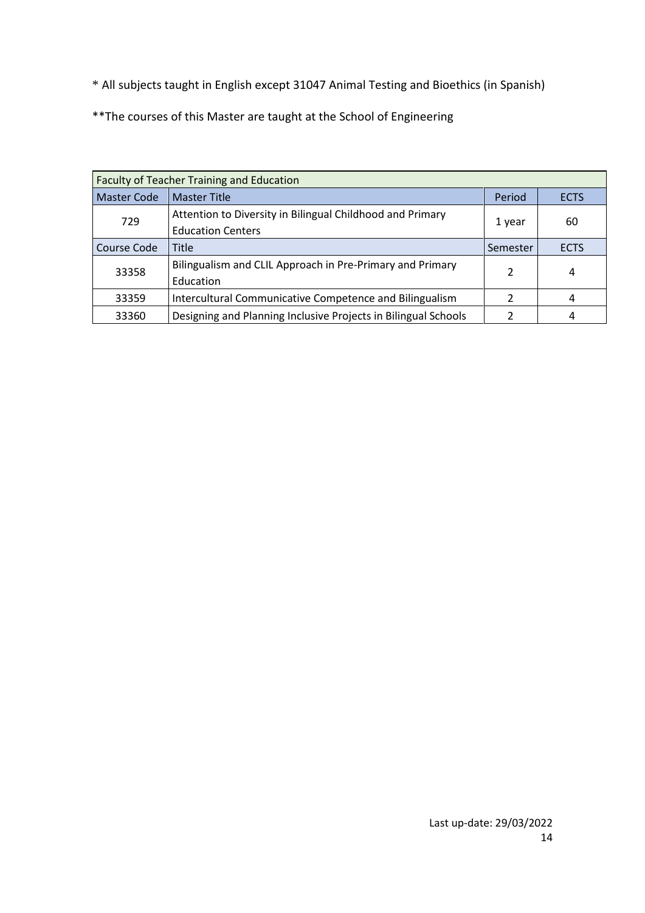* All subjects taught in English except 31047 Animal Testing and Bioethics (in Spanish)

**The courses of this Master are taught at the School of Engineering

| Faculty of Teacher Training and Education | | | |
|---|---|---|---|
| Master Code | Master Title | Period | ECTS |
| 729 | Attention to Diversity in Bilingual Childhood and Primary Education Centers | 1 year | 60 |
| Course Code | Title | Semester | ECTS |
| 33358 | Bilingualism and CLIL Approach in Pre-Primary and Primary Education | 2 | 4 |
| 33359 | Intercultural Communicative Competence and Bilingualism | 2 | 4 |
| 33360 | Designing and Planning Inclusive Projects in Bilingual Schools | 2 | 4 |

Last up-date: 29/03/2022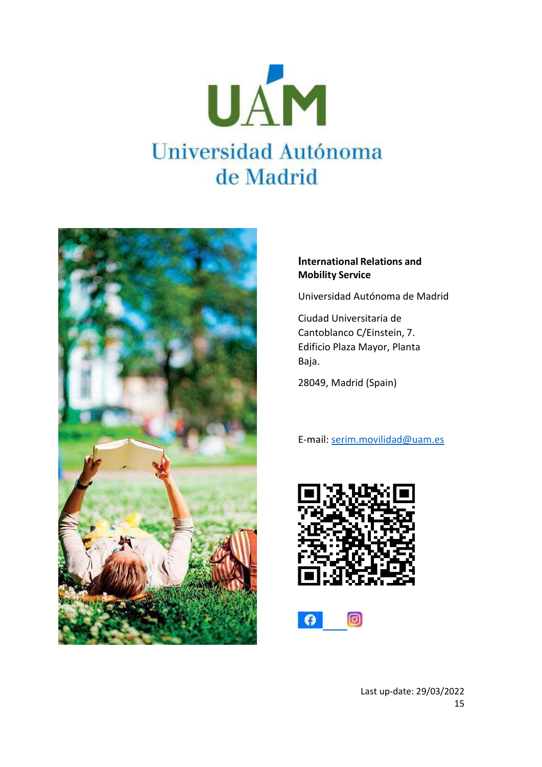# Universidad Autónoma de Madrid

**International Relations and Mobility Service**

Universidad Autónoma de Madrid

Ciudad Universitaria de Cantoblanco C/Einstein, 7. Edificio Plaza Mayor, Planta Baja.

28049, Madrid (Spain)

E-mail: serim.movilidad@uam.es

Last up-date: 29/03/2022